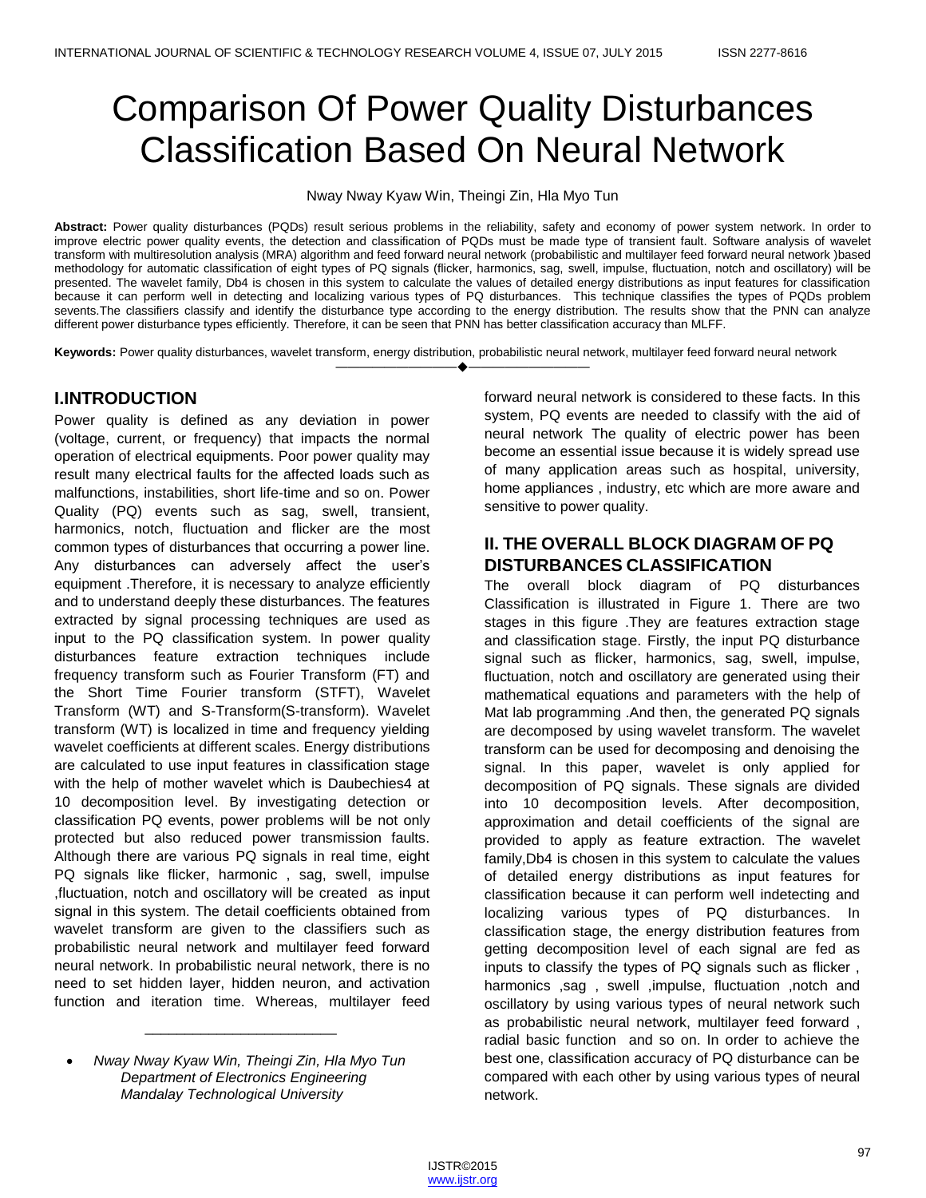# Comparison Of Power Quality Disturbances Classification Based On Neural Network

Nway Nway Kyaw Win, Theingi Zin, Hla Myo Tun

**Abstract:** Power quality disturbances (PQDs) result serious problems in the reliability, safety and economy of power system network. In order to improve electric power quality events, the detection and classification of PQDs must be made type of transient fault. Software analysis of wavelet transform with multiresolution analysis (MRA) algorithm and feed forward neural network (probabilistic and multilayer feed forward neural network )based methodology for automatic classification of eight types of PQ signals (flicker, harmonics, sag, swell, impulse, fluctuation, notch and oscillatory) will be presented. The wavelet family, Db4 is chosen in this system to calculate the values of detailed energy distributions as input features for classification because it can perform well in detecting and localizing various types of PQ disturbances. This technique classifies the types of PQDs problem sevents.The classifiers classify and identify the disturbance type according to the energy distribution. The results show that the PNN can analyze different power disturbance types efficiently. Therefore, it can be seen that PNN has better classification accuracy than MLFF.

**Keywords:** Power quality disturbances, wavelet transform, energy distribution, probabilistic neural network, multilayer feed forward neural network

## I.INTRODUCTION

Power quality is defined as any deviation in power (voltage, current, or frequency) that impacts the normal operation of electrical equipments. Poor power quality may result many electrical faults for the affected loads such as malfunctions, instabilities, short life-time and so on. Power Quality (PQ) events such as sag, swell, transient, harmonics, notch, fluctuation and flicker are the most common types of disturbances that occurring a power line. Any disturbances can adversely affect the user's equipment .Therefore, it is necessary to analyze efficiently and to understand deeply these disturbances. The features extracted by signal processing techniques are used as input to the PQ classification system. In power quality disturbances feature extraction techniques include frequency transform such as Fourier Transform (FT) and the Short Time Fourier transform (STFT), Wavelet Transform (WT) and S-Transform(S-transform). Wavelet transform (WT) is localized in time and frequency yielding wavelet coefficients at different scales. Energy distributions are calculated to use input features in classification stage with the help of mother wavelet which is Daubechies4 at 10 decomposition level. By investigating detection or classification PQ events, power problems will be not only protected but also reduced power transmission faults. Although there are various PQ signals in real time, eight PQ signals like flicker, harmonic , sag, swell, impulse ,fluctuation, notch and oscillatory will be created as input signal in this system. The detail coefficients obtained from wavelet transform are given to the classifiers such as probabilistic neural network and multilayer feed forward neural network. In probabilistic neural network, there is no need to set hidden layer, hidden neuron, and activation function and iteration time. Whereas, multilayer feed forward neural network is considered to these facts. In this system, PQ events are needed to classify with the aid of neural network The quality of electric power has been become an essential issue because it is widely spread use of many application areas such as hospital, university, home appliances , industry, etc which are more aware and sensitive to power quality.

- *Nway Nway Kyaw Win, Theingi Zin, Hla Myo Tun Department of Electronics Engineering Mandalay Technological University*

## II. THE OVERALL BLOCK DIAGRAM OF PQ DISTURBANCES CLASSIFICATION

The overall block diagram of PQ disturbances Classification is illustrated in Figure 1. There are two stages in this figure .They are features extraction stage and classification stage. Firstly, the input PQ disturbance signal such as flicker, harmonics, sag, swell, impulse, fluctuation, notch and oscillatory are generated using their mathematical equations and parameters with the help of Mat lab programming .And then, the generated PQ signals are decomposed by using wavelet transform. The wavelet transform can be used for decomposing and denoising the signal. In this paper, wavelet is only applied for decomposition of PQ signals. These signals are divided into 10 decomposition levels. After decomposition, approximation and detail coefficients of the signal are provided to apply as feature extraction. The wavelet family,Db4 is chosen in this system to calculate the values of detailed energy distributions as input features for classification because it can perform well indetecting and localizing various types of PQ disturbances. In classification stage, the energy distribution features from getting decomposition level of each signal are fed as inputs to classify the types of PQ signals such as flicker , harmonics ,sag , swell ,impulse, fluctuation ,notch and oscillatory by using various types of neural network such as probabilistic neural network, multilayer feed forward , radial basic function and so on. In order to achieve the best one, classification accuracy of PQ disturbance can be compared with each other by using various types of neural network.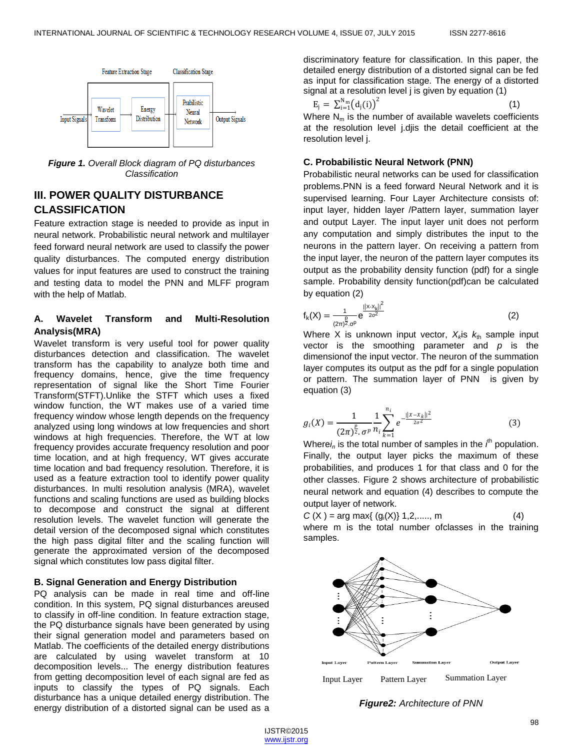Figure 1. *Overall Block diagram of PQ disturbances Classification*

## III. POWER QUALITY DISTURBANCE CLASSIFICATION

Feature extraction stage is needed to provide as input in neural network. Probabilistic neural network and multilayer feed forward neural network are used to classify the power quality disturbances. The computed energy distribution values for input features are used to construct the training and testing data to model the PNN and MLFF program with the help of Matlab.

### A. Wavelet Transform and Multi-Resolution Analysis(MRA)

Wavelet transform is very useful tool for power quality disturbances detection and classification. The wavelet transform has the capability to analyze both time and frequency domains, hence, give the time frequency representation of signal like the Short Time Fourier Transform(STFT).Unlike the STFT which uses a fixed window function, the WT makes use of a varied time frequency window whose length depends on the frequency analyzed using long windows at low frequencies and short windows at high frequencies. Therefore, the WT at low frequency provides accurate frequency resolution and poor time location, and at high frequency, WT gives accurate time location and bad frequency resolution. Therefore, it is used as a feature extraction tool to identify power quality disturbances. In multi resolution analysis (MRA), wavelet functions and scaling functions are used as building blocks to decompose and construct the signal at different resolution levels. The wavelet function will generate the detail version of the decomposed signal which constitutes the high pass digital filter and the scaling function will generate the approximated version of the decomposed signal which constitutes low pass digital filter.

### B. Signal Generation and Energy Distribution

PQ analysis can be made in real time and off-line condition. In this system, PQ signal disturbances areused to classify in off-line condition. In feature extraction stage, the PQ disturbance signals have been generated by using their signal generation model and parameters based on Matlab. The coefficients of the detailed energy distributions are calculated by using wavelet transform at 10 decomposition levels... The energy distribution features from getting decomposition level of each signal are fed as inputs to classify the types of PQ signals. Each disturbance has a unique detailed energy distribution. The energy distribution of a distorted signal can be used as a discriminatory feature for classification. In this paper, the detailed energy distribution of a distorted signal can be fed as input for classification stage. The energy of a distorted signal at a resolution level j is given by equation (1)

$$E_j = \sum_{i=1}^{N_m} \left(d_j(i)\right)^2 \qquad (1)$$

Where $N_m$ is the number of available wavelets coefficients at the resolution level j.djis the detail coefficient at the resolution level j.

### C. Probabilistic Neural Network (PNN)

Probabilistic neural networks can be used for classification problems.PNN is a feed forward Neural Network and it is supervised learning. Four Layer Architecture consists of: input layer, hidden layer /Pattern layer, summation layer and output Layer. The input layer unit does not perform any computation and simply distributes the input to the neurons in the pattern layer. On receiving a pattern from the input layer, the neuron of the pattern layer computes its output as the probability density function (pdf) for a single sample. Probability density function(pdf)can be calculated by equation (2)

$$f_k(X) = \frac{1}{(2\pi)^{\frac{p}{2}}.\sigma^p} e^{\frac{\|X-X_k\|^2}{2\sigma^2}} \qquad (2)$$

Where X is unknown input vector, $X_k$is $k_{th}$ sample input vector is the smoothing parameter and $p$ is the dimensionof the input vector. The neuron of the summation layer computes its output as the pdf for a single population or pattern. The summation layer of PNN is given by equation (3)

$$g_i(X) = \frac{1}{(2\pi)^{\frac{p}{2}}.\sigma^p} \frac{1}{n_i} \sum_{k=1}^{n_i} e^{-\frac{\|X-X_k\|^2}{2\sigma^2}} \qquad (3)$$

Where$i_n$ is the total number of samples in the $i^{th}$ population. Finally, the output layer picks the maximum of these probabilities, and produces 1 for that class and 0 for the other classes. Figure 2 shows architecture of probabilistic neural network and equation (4) describes to compute the output layer of network.

$$C(X) = \arg\max\{(g_i(X)\} \; 1,2,....., m \qquad (4)$$

where m is the total number ofclasses in the training samples.

Input Layer  Pattern Layer  Summation Layer

**Figure2:** *Architecture of PNN*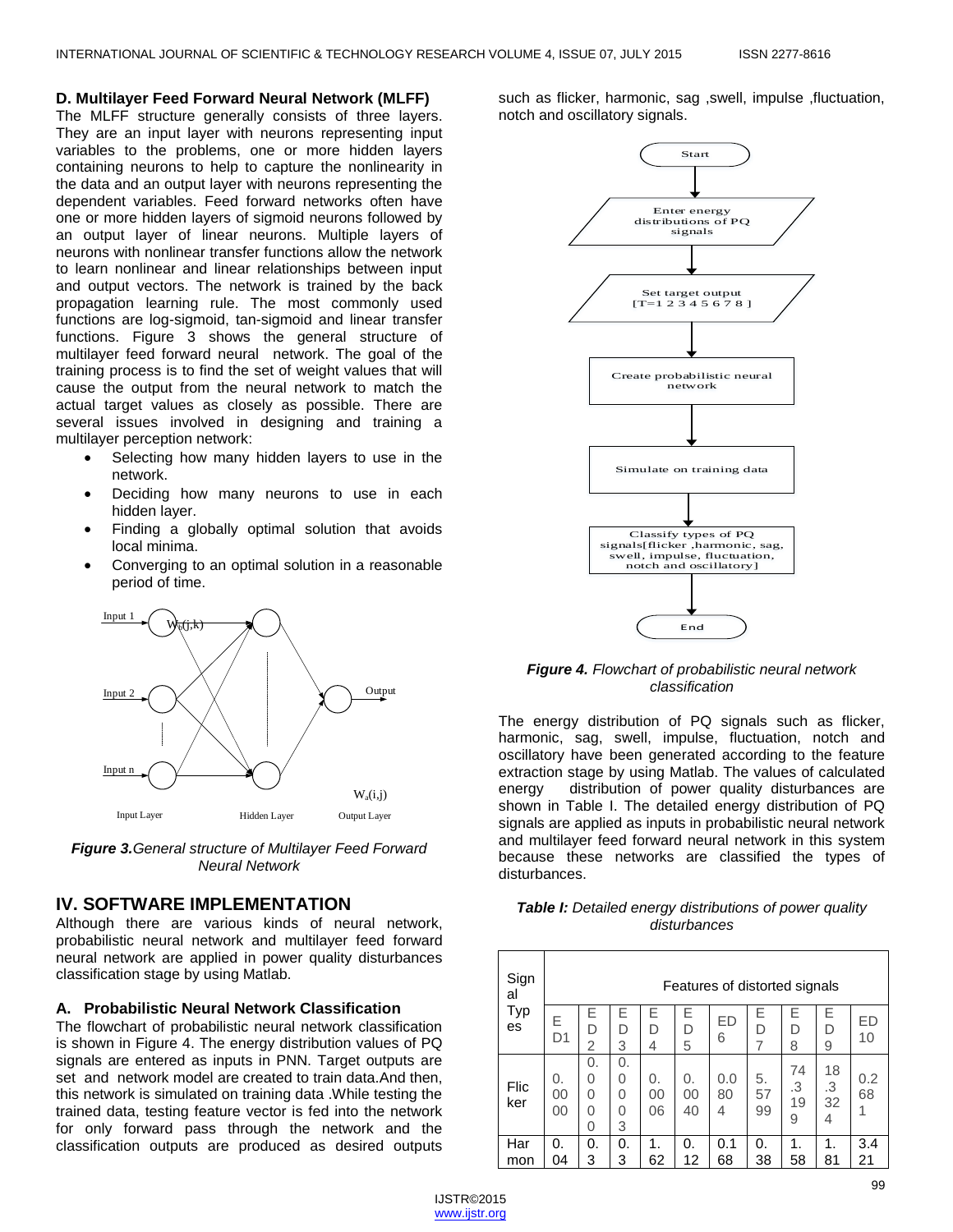### D. Multilayer Feed Forward Neural Network (MLFF)

The MLFF structure generally consists of three layers. They are an input layer with neurons representing input variables to the problems, one or more hidden layers containing neurons to help to capture the nonlinearity in the data and an output layer with neurons representing the dependent variables. Feed forward networks often have one or more hidden layers of sigmoid neurons followed by an output layer of linear neurons. Multiple layers of neurons with nonlinear transfer functions allow the network to learn nonlinear and linear relationships between input and output vectors. The network is trained by the back propagation learning rule. The most commonly used functions are log-sigmoid, tan-sigmoid and linear transfer functions. Figure 3 shows the general structure of multilayer feed forward neural network. The goal of the training process is to find the set of weight values that will cause the output from the neural network to match the actual target values as closely as possible. There are several issues involved in designing and training a multilayer perception network:

- Selecting how many hidden layers to use in the network.
- Deciding how many neurons to use in each hidden layer.
- Finding a globally optimal solution that avoids local minima.
- Converging to an optimal solution in a reasonable period of time.

Input 1, Input 2, Input n; $W_0(j,k)$; Output; $W_a(i,j)$; Input Layer, Hidden Layer, Output Layer

***Figure 3.*** *General structure of Multilayer Feed Forward Neural Network*

## IV. SOFTWARE IMPLEMENTATION

Although there are various kinds of neural network, probabilistic neural network and multilayer feed forward neural network are applied in power quality disturbances classification stage by using Matlab.

### A. Probabilistic Neural Network Classification

The flowchart of probabilistic neural network classification is shown in Figure 4. The energy distribution values of PQ signals are entered as inputs in PNN. Target outputs are set and network model are created to train data.And then, this network is simulated on training data .While testing the trained data, testing feature vector is fed into the network for only forward pass through the network and the classification outputs are produced as desired outputs such as flicker, harmonic, sag ,swell, impulse ,fluctuation, notch and oscillatory signals.

Start → Enter energy distributions of PQ signals → Set target output [T=1 2 3 4 5 6 7 8 ] → Create probabilistic neural network → Simulate on training data → Classify types of PQ signals[flicker ,harmonic, sag, swell, impulse, fluctuation, notch and oscillatory] → End

***Figure 4.*** *Flowchart of probabilistic neural network classification*

The energy distribution of PQ signals such as flicker, harmonic, sag, swell, impulse, fluctuation, notch and oscillatory have been generated according to the feature extraction stage by using Matlab. The values of calculated energy distribution of power quality disturbances are shown in Table I. The detailed energy distribution of PQ signals are applied as inputs in probabilistic neural network and multilayer feed forward neural network in this system because these networks are classified the types of disturbances.

***Table I:*** *Detailed energy distributions of power quality disturbances*

| Signal Types | Features of distorted signals | | | | | | | | | |
|---|---|---|---|---|---|---|---|---|---|---|
| | ED1 | ED2 | ED3 | ED4 | ED5 | ED6 | ED7 | ED8 | ED9 | ED10 |
| Flicker | 0.0000 | 0.0000 | 0.0003 | 0.0006 | 0.0040 | 0.0804 | 5.5799 | 74.3199 | 18.3324 | 0.2681 |
| Harmon | 0.04 | 0.3 | 0.3 | 1.62 | 0.12 | 0.168 | 0.38 | 1.58 | 1.81 | 3.421 |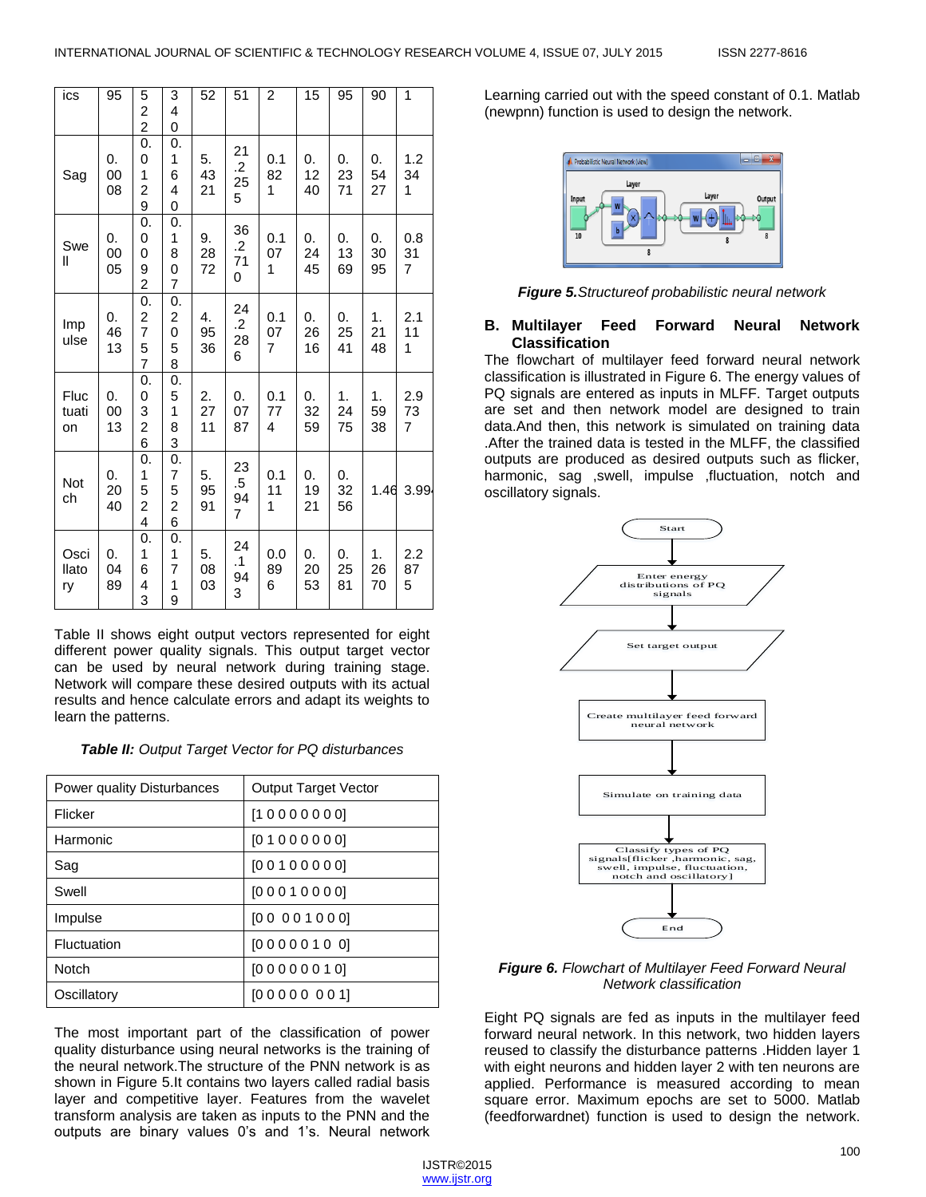| ics | 95 | 522 | 340 | 52 | 51 | 2 | 15 | 95 | 90 | 1 |
|---|---|---|---|---|---|---|---|---|---|---|
| Sag | 0.0008 | 0.0129 | 0.1640 | 5.4321 | 21.255 | 0.1821 | 0.1240 | 0.2371 | 0.5427 | 1.2341 |
| Swell | 0.0005 | 0.0092 | 0.1807 | 9.2872 | 36.2710 | 0.1071 | 0.2445 | 0.1369 | 0.3095 | 0.8317 |
| Impulse | 0.4613 | 0.2757 | 0.2058 | 4.9536 | 24.2286 | 0.1077 | 0.2616 | 0.2541 | 1.2148 | 2.1111 |
| Fluctuation | 0.0013 | 0.0326 | 0.5183 | 2.2711 | 0.0787 | 0.1774 | 0.3259 | 1.2475 | 1.5938 | 2.9737 |
| Notch | 0.2040 | 0.1524 | 0.7526 | 5.9591 | 23.5947 | 0.1111 | 0.1921 | 0.3256 | 1.46 | 3.99 |
| Oscillatory | 0.0489 | 0.1643 | 0.1719 | 5.0803 | 24.1943 | 0.0896 | 0.2053 | 0.2581 | 1.2670 | 2.2875 |

Table II shows eight output vectors represented for eight different power quality signals. This output target vector can be used by neural network during training stage. Network will compare these desired outputs with its actual results and hence calculate errors and adapt its weights to learn the patterns.

***Table II:*** *Output Target Vector for PQ disturbances*

| Power quality Disturbances | Output Target Vector |
|---|---|
| Flicker | [1 0 0 0 0 0 0 0] |
| Harmonic | [0 1 0 0 0 0 0 0] |
| Sag | [0 0 1 0 0 0 0 0] |
| Swell | [0 0 0 1 0 0 0 0] |
| Impulse | [0 0 0 0 1 0 0 0] |
| Fluctuation | [0 0 0 0 0 1 0 0] |
| Notch | [0 0 0 0 0 0 1 0] |
| Oscillatory | [0 0 0 0 0 0 0 1] |

The most important part of the classification of power quality disturbance using neural networks is the training of the neural network.The structure of the PNN network is as shown in Figure 5.It contains two layers called radial basis layer and competitive layer. Features from the wavelet transform analysis are taken as inputs to the PNN and the outputs are binary values 0's and 1's. Neural network Learning carried out with the speed constant of 0.1. Matlab (newpnn) function is used to design the network.

***Figure 5.****Structureof probabilistic neural network*

## B. Multilayer Feed Forward Neural Network Classification

The flowchart of multilayer feed forward neural network classification is illustrated in Figure 6. The energy values of PQ signals are entered as inputs in MLFF. Target outputs are set and then network model are designed to train data.And then, this network is simulated on training data .After the trained data is tested in the MLFF, the classified outputs are produced as desired outputs such as flicker, harmonic, sag ,swell, impulse ,fluctuation, notch and oscillatory signals.

***Figure 6.*** *Flowchart of Multilayer Feed Forward Neural Network classification*

Eight PQ signals are fed as inputs in the multilayer feed forward neural network. In this network, two hidden layers reused to classify the disturbance patterns .Hidden layer 1 with eight neurons and hidden layer 2 with ten neurons are applied. Performance is measured according to mean square error. Maximum epochs are set to 5000. Matlab (feedforwardnet) function is used to design the network.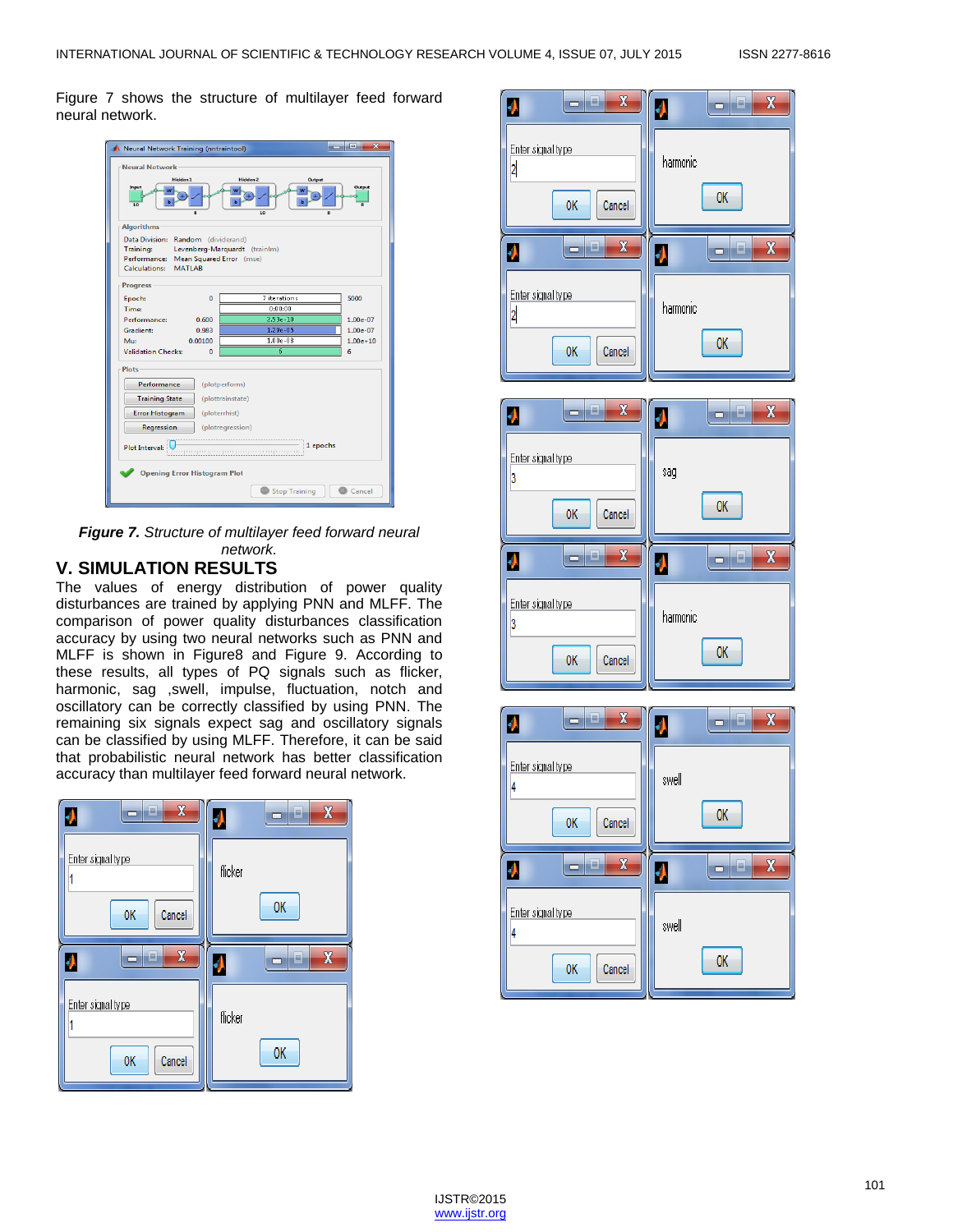Figure 7 shows the structure of multilayer feed forward neural network.

***Figure 7.*** *Structure of multilayer feed forward neural network.*

## V. SIMULATION RESULTS

The values of energy distribution of power quality disturbances are trained by applying PNN and MLFF. The comparison of power quality disturbances classification accuracy by using two neural networks such as PNN and MLFF is shown in Figure8 and Figure 9. According to these results, all types of PQ signals such as flicker, harmonic, sag ,swell, impulse, fluctuation, notch and oscillatory can be correctly classified by using PNN. The remaining six signals expect sag and oscillatory signals can be classified by using MLFF. Therefore, it can be said that probabilistic neural network has better classification accuracy than multilayer feed forward neural network.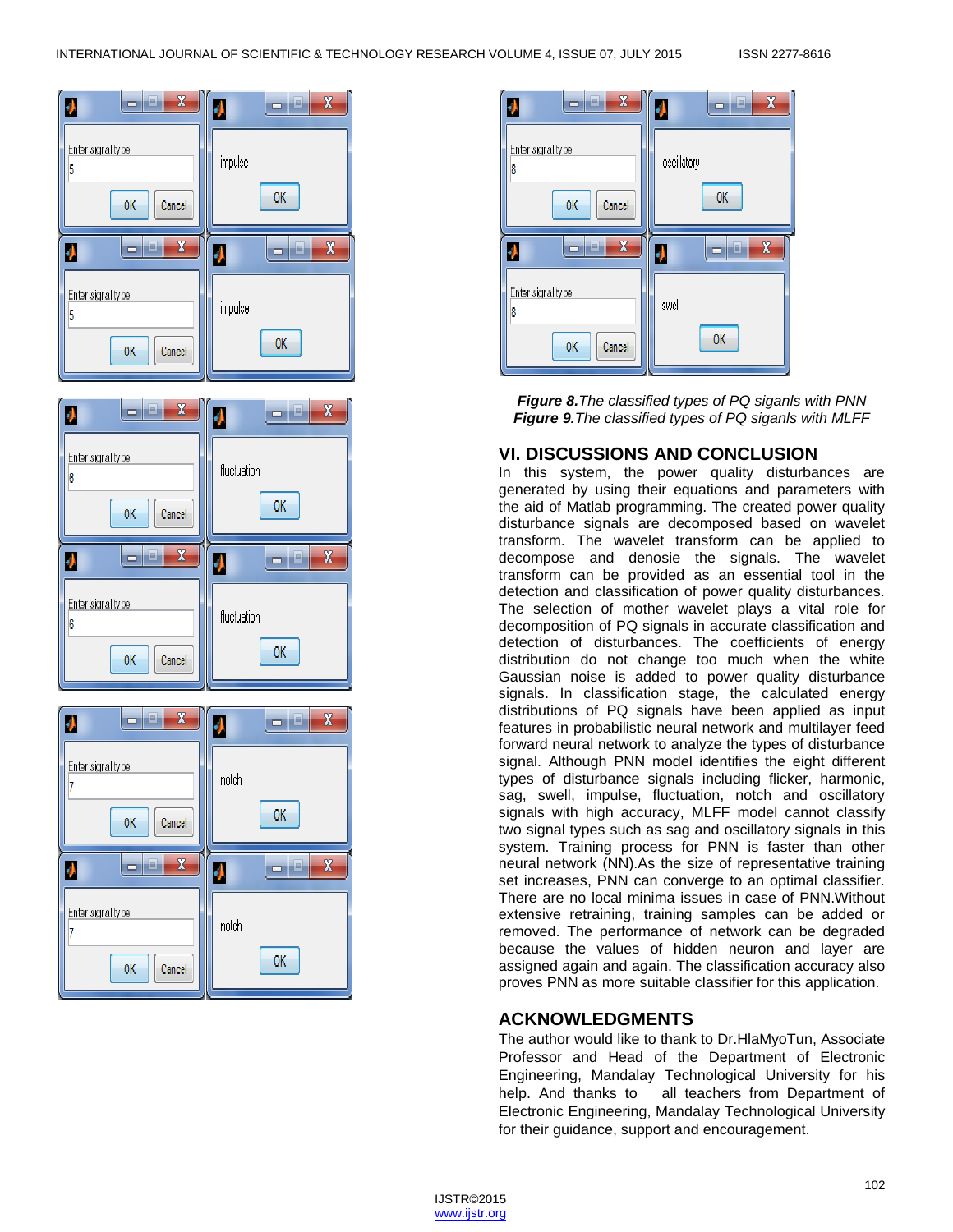***Figure 8.****The classified types of PQ siganls with PNN*
***Figure 9.****The classified types of PQ siganls with MLFF*

## VI. DISCUSSIONS AND CONCLUSION

In this system, the power quality disturbances are generated by using their equations and parameters with the aid of Matlab programming. The created power quality disturbance signals are decomposed based on wavelet transform. The wavelet transform can be applied to decompose and denoise the signals. The wavelet transform can be provided as an essential tool in the detection and classification of power quality disturbances. The selection of mother wavelet plays a vital role for decomposition of PQ signals in accurate classification and detection of disturbances. The coefficients of energy distribution do not change too much when the white Gaussian noise is added to power quality disturbance signals. In classification stage, the calculated energy distributions of PQ signals have been applied as input features in probabilistic neural network and multilayer feed forward neural network to analyze the types of disturbance signal. Although PNN model identifies the eight different types of disturbance signals including flicker, harmonic, sag, swell, impulse, fluctuation, notch and oscillatory signals with high accuracy, MLFF model cannot classify two signal types such as sag and oscillatory signals in this system. Training process for PNN is faster than other neural network (NN).As the size of representative training set increases, PNN can converge to an optimal classifier. There are no local minima issues in case of PNN.Without extensive retraining, training samples can be added or removed. The performance of network can be degraded because the values of hidden neuron and layer are assigned again and again. The classification accuracy also proves PNN as more suitable classifier for this application.

## ACKNOWLEDGMENTS

The author would like to thank to Dr.HlaMyoTun, Associate Professor and Head of the Department of Electronic Engineering, Mandalay Technological University for his help. And thanks to all teachers from Department of Electronic Engineering, Mandalay Technological University for their guidance, support and encouragement.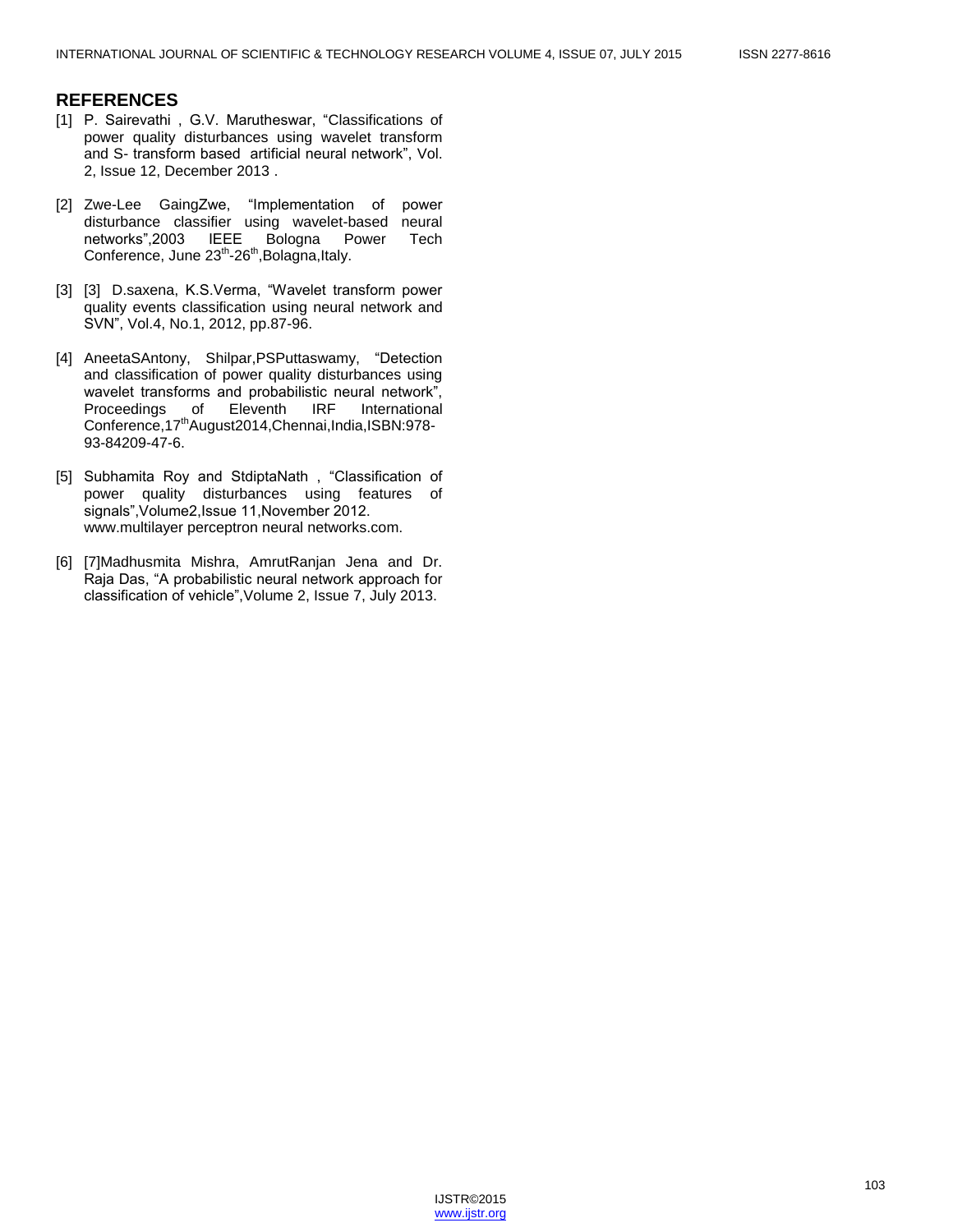## REFERENCES

[1] P. Sairevathi , G.V. Marutheswar, “Classifications of power quality disturbances using wavelet transform and S- transform based artificial neural network”, Vol. 2, Issue 12, December 2013 .

[2] Zwe-Lee GaingZwe, “Implementation of power disturbance classifier using wavelet-based neural networks”,2003 IEEE Bologna Power Tech Conference, June 23th-26th,Bolagna,Italy.

[3] [3] D.saxena, K.S.Verma, “Wavelet transform power quality events classification using neural network and SVN”, Vol.4, No.1, 2012, pp.87-96.

[4] AneetaSAntony, Shilpar,PSPuttaswamy, “Detection and classification of power quality disturbances using wavelet transforms and probabilistic neural network”, Proceedings of Eleventh IRF International Conference,17thAugust2014,Chennai,India,ISBN:978-93-84209-47-6.

[5] Subhamita Roy and StdiptaNath , “Classification of power quality disturbances using features of signals”,Volume2,Issue 11,November 2012. www.multilayer perceptron neural networks.com.

[6] [7]Madhusmita Mishra, AmrutRanjan Jena and Dr. Raja Das, “A probabilistic neural network approach for classification of vehicle”,Volume 2, Issue 7, July 2013.